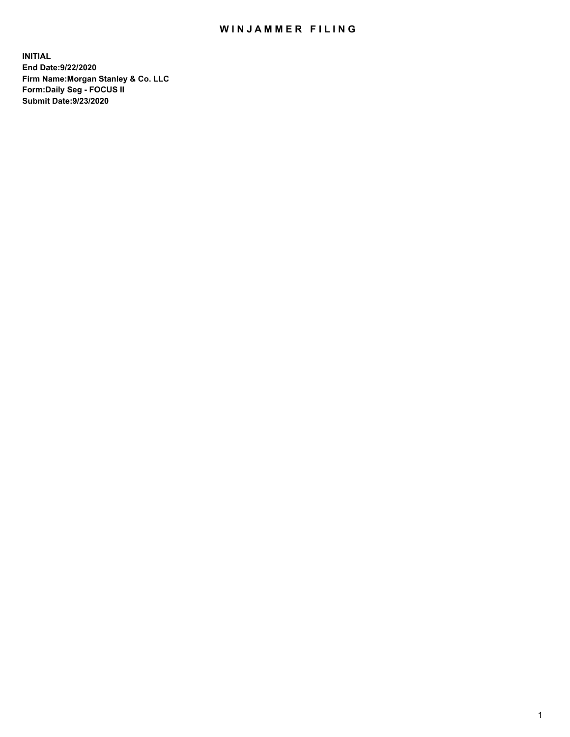# WINJAMMER FILING

**INITIAL**
**End Date:9/22/2020**
**Firm Name:Morgan Stanley & Co. LLC**
**Form:Daily Seg - FOCUS II**
**Submit Date:9/23/2020**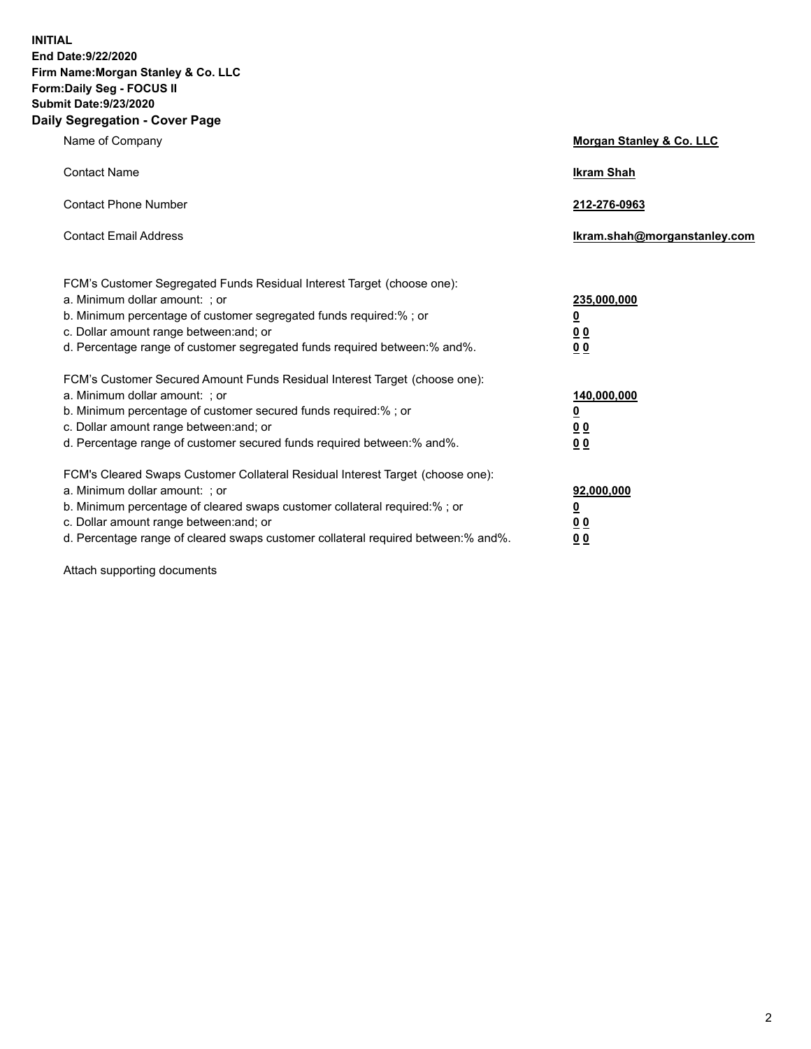**INITIAL**
**End Date:9/22/2020**
**Firm Name:Morgan Stanley & Co. LLC**
**Form:Daily Seg - FOCUS II**
**Submit Date:9/23/2020**

## Daily Segregation - Cover Page

| | |
|---|---|
| Name of Company | **Morgan Stanley & Co. LLC** |
| Contact Name | **Ikram Shah** |
| Contact Phone Number | **212-276-0963** |
| Contact Email Address | **Ikram.shah@morganstanley.com** |

| | |
|---|---|
| FCM's Customer Segregated Funds Residual Interest Target (choose one): | |
| a. Minimum dollar amount: ; or | **235,000,000** |
| b. Minimum percentage of customer segregated funds required:% ; or | **0** |
| c. Dollar amount range between:and; or | **0 0** |
| d. Percentage range of customer segregated funds required between:% and%. | **0 0** |
| FCM's Customer Secured Amount Funds Residual Interest Target (choose one): | |
| a. Minimum dollar amount: ; or | **140,000,000** |
| b. Minimum percentage of customer secured funds required:% ; or | **0** |
| c. Dollar amount range between:and; or | **0 0** |
| d. Percentage range of customer secured funds required between:% and%. | **0 0** |
| FCM's Cleared Swaps Customer Collateral Residual Interest Target (choose one): | |
| a. Minimum dollar amount: ; or | **92,000,000** |
| b. Minimum percentage of cleared swaps customer collateral required:% ; or | **0** |
| c. Dollar amount range between:and; or | **0 0** |
| d. Percentage range of cleared swaps customer collateral required between:% and%. | **0 0** |

Attach supporting documents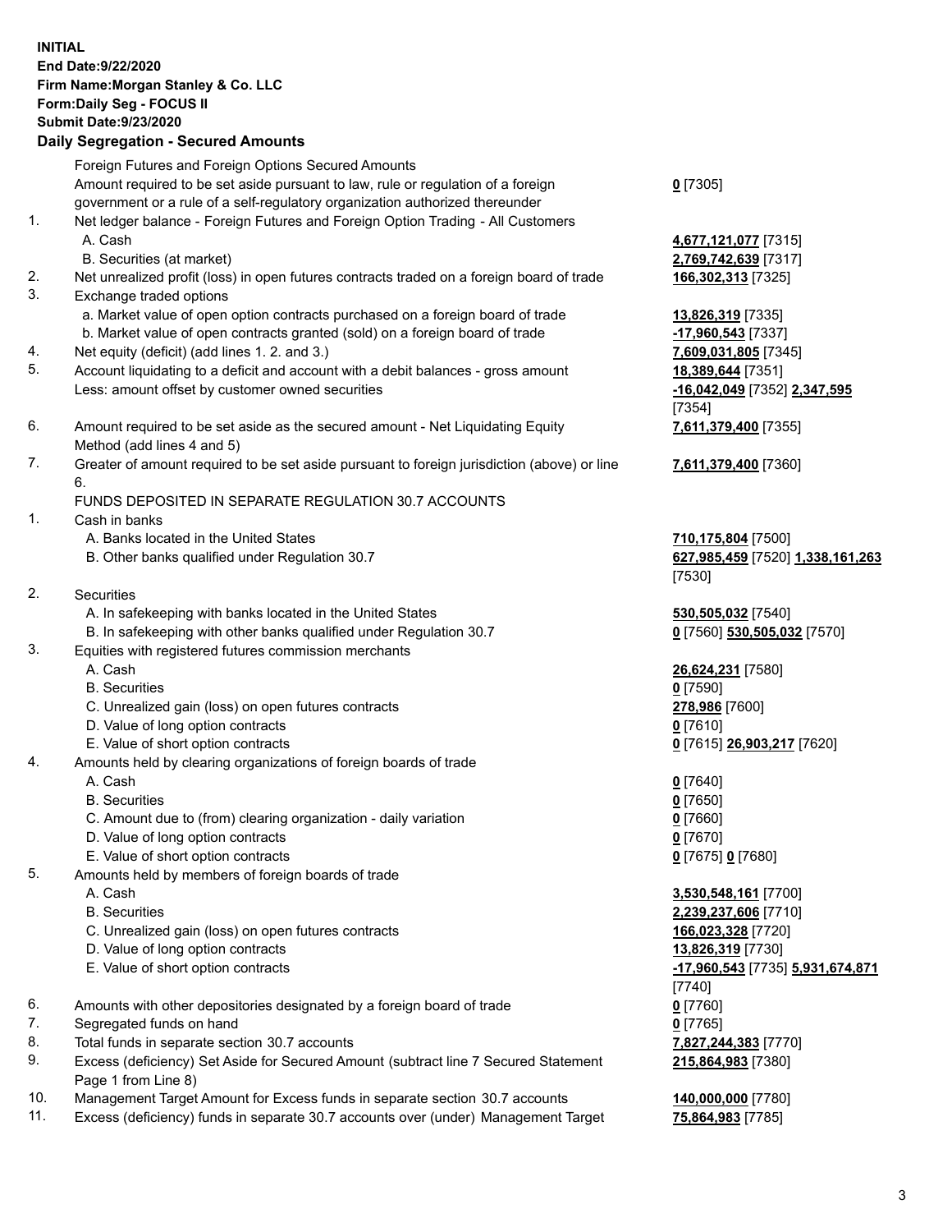**INITIAL**
**End Date:9/22/2020**
**Firm Name:Morgan Stanley & Co. LLC**
**Form:Daily Seg - FOCUS II**
**Submit Date:9/23/2020**

## Daily Segregation - Secured Amounts

| | | |
|---|---|---|
| | Foreign Futures and Foreign Options Secured Amounts | |
| | Amount required to be set aside pursuant to law, rule or regulation of a foreign government or a rule of a self-regulatory organization authorized thereunder | **0** [7305] |
| 1. | Net ledger balance - Foreign Futures and Foreign Option Trading - All Customers | |
| | A. Cash | **4,677,121,077** [7315] |
| | B. Securities (at market) | **2,769,742,639** [7317] |
| 2. | Net unrealized profit (loss) in open futures contracts traded on a foreign board of trade | **166,302,313** [7325] |
| 3. | Exchange traded options | |
| | a. Market value of open option contracts purchased on a foreign board of trade | **13,826,319** [7335] |
| | b. Market value of open contracts granted (sold) on a foreign board of trade | **-17,960,543** [7337] |
| 4. | Net equity (deficit) (add lines 1. 2. and 3.) | **7,609,031,805** [7345] |
| 5. | Account liquidating to a deficit and account with a debit balances - gross amount | **18,389,644** [7351] |
| | Less: amount offset by customer owned securities | **-16,042,049** [7352] **2,347,595** [7354] |
| 6. | Amount required to be set aside as the secured amount - Net Liquidating Equity Method (add lines 4 and 5) | **7,611,379,400** [7355] |
| 7. | Greater of amount required to be set aside pursuant to foreign jurisdiction (above) or line 6. | **7,611,379,400** [7360] |
| | FUNDS DEPOSITED IN SEPARATE REGULATION 30.7 ACCOUNTS | |
| 1. | Cash in banks | |
| | A. Banks located in the United States | **710,175,804** [7500] |
| | B. Other banks qualified under Regulation 30.7 | **627,985,459** [7520] **1,338,161,263** [7530] |
| 2. | Securities | |
| | A. In safekeeping with banks located in the United States | **530,505,032** [7540] |
| | B. In safekeeping with other banks qualified under Regulation 30.7 | **0** [7560] **530,505,032** [7570] |
| 3. | Equities with registered futures commission merchants | |
| | A. Cash | **26,624,231** [7580] |
| | B. Securities | **0** [7590] |
| | C. Unrealized gain (loss) on open futures contracts | **278,986** [7600] |
| | D. Value of long option contracts | **0** [7610] |
| | E. Value of short option contracts | **0** [7615] **26,903,217** [7620] |
| 4. | Amounts held by clearing organizations of foreign boards of trade | |
| | A. Cash | **0** [7640] |
| | B. Securities | **0** [7650] |
| | C. Amount due to (from) clearing organization - daily variation | **0** [7660] |
| | D. Value of long option contracts | **0** [7670] |
| | E. Value of short option contracts | **0** [7675] **0** [7680] |
| 5. | Amounts held by members of foreign boards of trade | |
| | A. Cash | **3,530,548,161** [7700] |
| | B. Securities | **2,239,237,606** [7710] |
| | C. Unrealized gain (loss) on open futures contracts | **166,023,328** [7720] |
| | D. Value of long option contracts | **13,826,319** [7730] |
| | E. Value of short option contracts | **-17,960,543** [7735] **5,931,674,871** [7740] |
| 6. | Amounts with other depositories designated by a foreign board of trade | **0** [7760] |
| 7. | Segregated funds on hand | **0** [7765] |
| 8. | Total funds in separate section 30.7 accounts | **7,827,244,383** [7770] |
| 9. | Excess (deficiency) Set Aside for Secured Amount (subtract line 7 Secured Statement Page 1 from Line 8) | **215,864,983** [7380] |
| 10. | Management Target Amount for Excess funds in separate section 30.7 accounts | **140,000,000** [7780] |
| 11. | Excess (deficiency) funds in separate 30.7 accounts over (under) Management Target | **75,864,983** [7785] |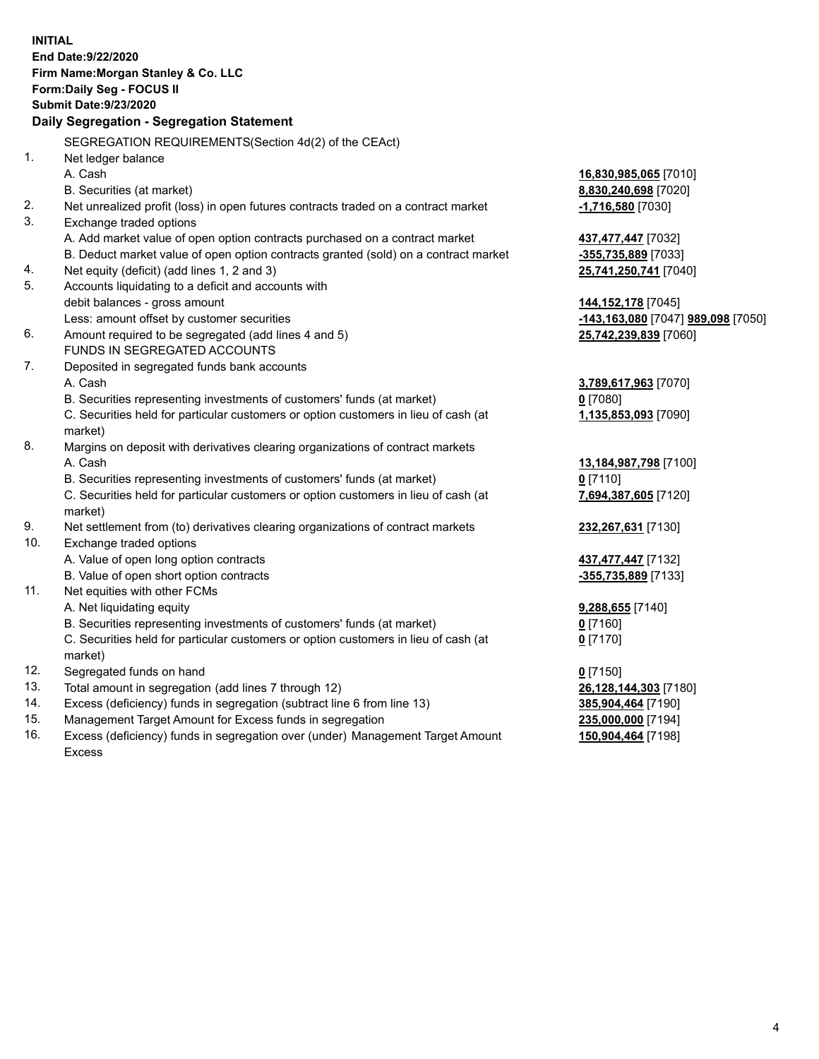**INITIAL**
**End Date:9/22/2020**
**Firm Name:Morgan Stanley & Co. LLC**
**Form:Daily Seg - FOCUS II**
**Submit Date:9/23/2020**
**Daily Segregation - Segregation Statement**

SEGREGATION REQUIREMENTS(Section 4d(2) of the CEAct)

| | | |
|---|---|---|
| 1. | Net ledger balance | |
| | A. Cash | **16,830,985,065** [7010] |
| | B. Securities (at market) | **8,830,240,698** [7020] |
| 2. | Net unrealized profit (loss) in open futures contracts traded on a contract market | **-1,716,580** [7030] |
| 3. | Exchange traded options | |
| | A. Add market value of open option contracts purchased on a contract market | **437,477,447** [7032] |
| | B. Deduct market value of open option contracts granted (sold) on a contract market | **-355,735,889** [7033] |
| 4. | Net equity (deficit) (add lines 1, 2 and 3) | **25,741,250,741** [7040] |
| 5. | Accounts liquidating to a deficit and accounts with debit balances - gross amount | **144,152,178** [7045] |
| | Less: amount offset by customer securities | **-143,163,080** [7047] **989,098** [7050] |
| 6. | Amount required to be segregated (add lines 4 and 5) | **25,742,239,839** [7060] |
| | FUNDS IN SEGREGATED ACCOUNTS | |
| 7. | Deposited in segregated funds bank accounts | |
| | A. Cash | **3,789,617,963** [7070] |
| | B. Securities representing investments of customers' funds (at market) | **0** [7080] |
| | C. Securities held for particular customers or option customers in lieu of cash (at market) | **1,135,853,093** [7090] |
| 8. | Margins on deposit with derivatives clearing organizations of contract markets | |
| | A. Cash | **13,184,987,798** [7100] |
| | B. Securities representing investments of customers' funds (at market) | **0** [7110] |
| | C. Securities held for particular customers or option customers in lieu of cash (at market) | **7,694,387,605** [7120] |
| 9. | Net settlement from (to) derivatives clearing organizations of contract markets | **232,267,631** [7130] |
| 10. | Exchange traded options | |
| | A. Value of open long option contracts | **437,477,447** [7132] |
| | B. Value of open short option contracts | **-355,735,889** [7133] |
| 11. | Net equities with other FCMs | |
| | A. Net liquidating equity | **9,288,655** [7140] |
| | B. Securities representing investments of customers' funds (at market) | **0** [7160] |
| | C. Securities held for particular customers or option customers in lieu of cash (at market) | **0** [7170] |
| 12. | Segregated funds on hand | **0** [7150] |
| 13. | Total amount in segregation (add lines 7 through 12) | **26,128,144,303** [7180] |
| 14. | Excess (deficiency) funds in segregation (subtract line 6 from line 13) | **385,904,464** [7190] |
| 15. | Management Target Amount for Excess funds in segregation | **235,000,000** [7194] |
| 16. | Excess (deficiency) funds in segregation over (under) Management Target Amount Excess | **150,904,464** [7198] |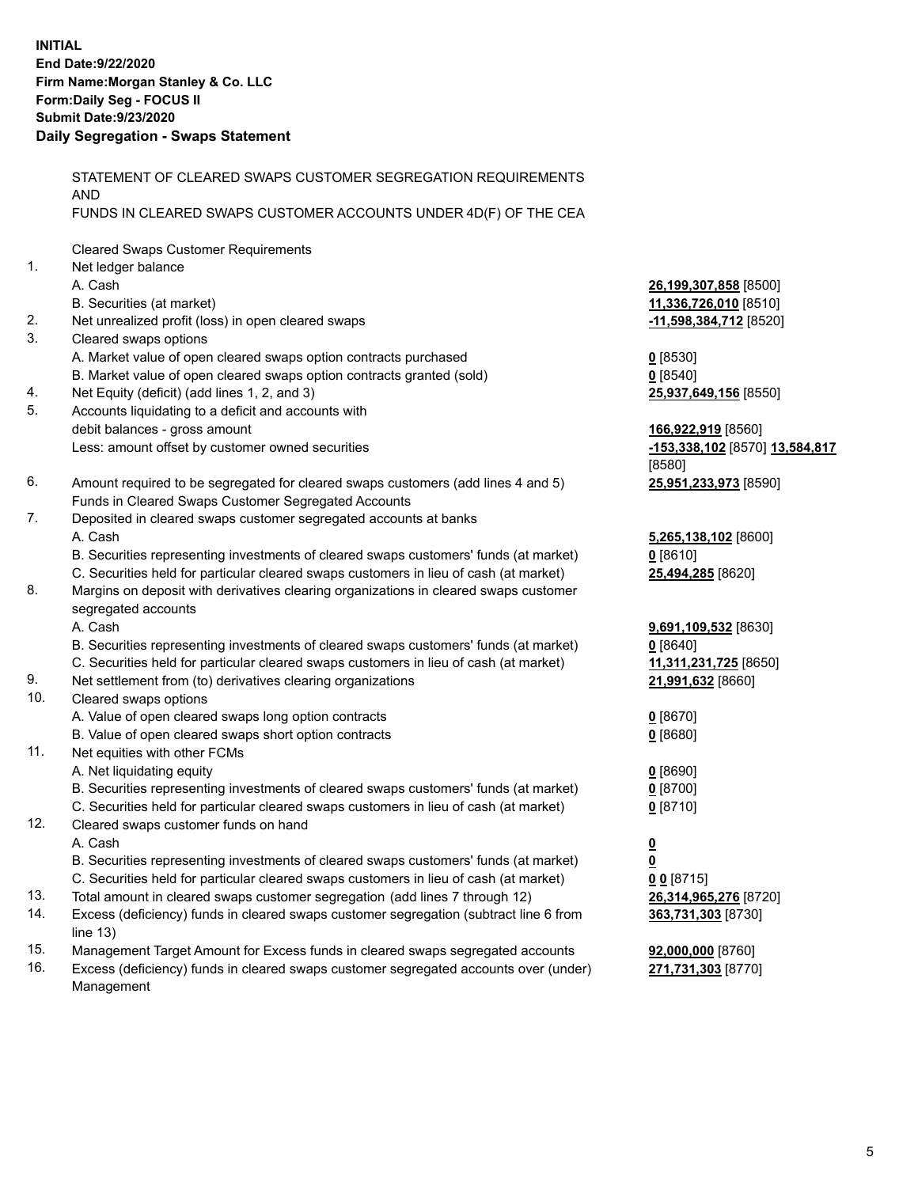**INITIAL**
**End Date:9/22/2020**
**Firm Name:Morgan Stanley & Co. LLC**
**Form:Daily Seg - FOCUS II**
**Submit Date:9/23/2020**
**Daily Segregation - Swaps Statement**

STATEMENT OF CLEARED SWAPS CUSTOMER SEGREGATION REQUIREMENTS AND FUNDS IN CLEARED SWAPS CUSTOMER ACCOUNTS UNDER 4D(F) OF THE CEA

| | | |
|---|---|---|
| | Cleared Swaps Customer Requirements | |
| 1. | Net ledger balance | |
| | A. Cash | **26,199,307,858** [8500] |
| | B. Securities (at market) | **11,336,726,010** [8510] |
| 2. | Net unrealized profit (loss) in open cleared swaps | **-11,598,384,712** [8520] |
| 3. | Cleared swaps options | |
| | A. Market value of open cleared swaps option contracts purchased | **0** [8530] |
| | B. Market value of open cleared swaps option contracts granted (sold) | **0** [8540] |
| 4. | Net Equity (deficit) (add lines 1, 2, and 3) | **25,937,649,156** [8550] |
| 5. | Accounts liquidating to a deficit and accounts with debit balances - gross amount | **166,922,919** [8560] |
| | Less: amount offset by customer owned securities | **-153,338,102** [8570] **13,584,817** [8580] |
| 6. | Amount required to be segregated for cleared swaps customers (add lines 4 and 5) | **25,951,233,973** [8590] |
| | Funds in Cleared Swaps Customer Segregated Accounts | |
| 7. | Deposited in cleared swaps customer segregated accounts at banks | |
| | A. Cash | **5,265,138,102** [8600] |
| | B. Securities representing investments of cleared swaps customers' funds (at market) | **0** [8610] |
| | C. Securities held for particular cleared swaps customers in lieu of cash (at market) | **25,494,285** [8620] |
| 8. | Margins on deposit with derivatives clearing organizations in cleared swaps customer segregated accounts | |
| | A. Cash | **9,691,109,532** [8630] |
| | B. Securities representing investments of cleared swaps customers' funds (at market) | **0** [8640] |
| | C. Securities held for particular cleared swaps customers in lieu of cash (at market) | **11,311,231,725** [8650] |
| 9. | Net settlement from (to) derivatives clearing organizations | **21,991,632** [8660] |
| 10. | Cleared swaps options | |
| | A. Value of open cleared swaps long option contracts | **0** [8670] |
| | B. Value of open cleared swaps short option contracts | **0** [8680] |
| 11. | Net equities with other FCMs | |
| | A. Net liquidating equity | **0** [8690] |
| | B. Securities representing investments of cleared swaps customers' funds (at market) | **0** [8700] |
| | C. Securities held for particular cleared swaps customers in lieu of cash (at market) | **0** [8710] |
| 12. | Cleared swaps customer funds on hand | |
| | A. Cash | **0** |
| | B. Securities representing investments of cleared swaps customers' funds (at market) | **0** |
| | C. Securities held for particular cleared swaps customers in lieu of cash (at market) | **0** **0** [8715] |
| 13. | Total amount in cleared swaps customer segregation (add lines 7 through 12) | **26,314,965,276** [8720] |
| 14. | Excess (deficiency) funds in cleared swaps customer segregation (subtract line 6 from line 13) | **363,731,303** [8730] |
| 15. | Management Target Amount for Excess funds in cleared swaps segregated accounts | **92,000,000** [8760] |
| 16. | Excess (deficiency) funds in cleared swaps customer segregated accounts over (under) Management | **271,731,303** [8770] |